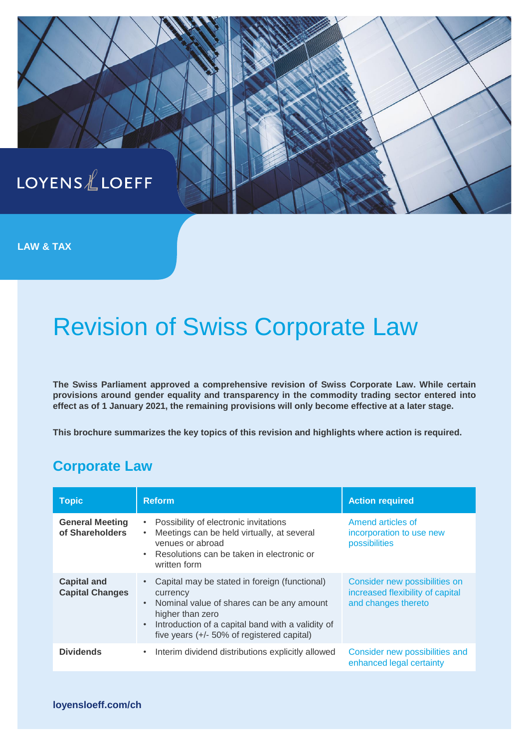LOYENS LOEFF

LAW & TAX

# Revision of Swiss Corporate Law

**The Swiss Parliament approved a comprehensive revision of Swiss Corporate Law. While certain provisions around gender equality and transparency in the commodity trading sector entered into effect as of 1 January 2021, the remaining provisions will only become effective at a later stage.**

**This brochure summarizes the key topics of this revision and highlights where action is required.**

## Corporate Law

| Topic | Reform | Action required |
|---|---|---|
| **General Meeting of Shareholders** | • Possibility of electronic invitations<br>• Meetings can be held virtually, at several venues or abroad<br>• Resolutions can be taken in electronic or written form | Amend articles of incorporation to use new possibilities |
| **Capital and Capital Changes** | • Capital may be stated in foreign (functional) currency<br>• Nominal value of shares can be any amount higher than zero<br>• Introduction of a capital band with a validity of five years (+/- 50% of registered capital) | Consider new possibilities on increased flexibility of capital and changes thereto |
| **Dividends** | • Interim dividend distributions explicitly allowed | Consider new possibilities and enhanced legal certainty |

**loyensloeff.com/ch**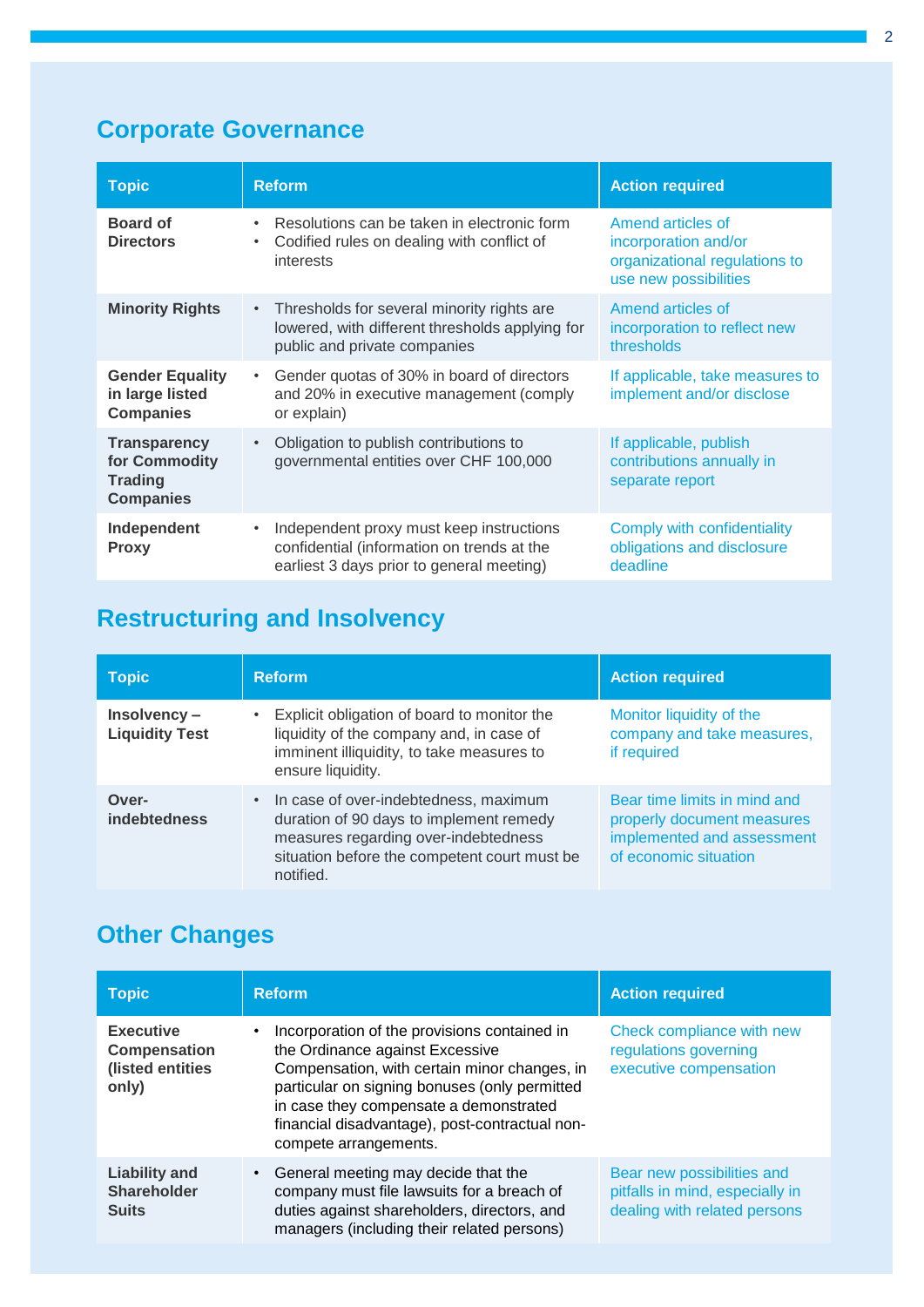## Corporate Governance

| Topic | Reform | Action required |
| --- | --- | --- |
| **Board of Directors** | • Resolutions can be taken in electronic form<br>• Codified rules on dealing with conflict of interests | Amend articles of incorporation and/or organizational regulations to use new possibilities |
| **Minority Rights** | • Thresholds for several minority rights are lowered, with different thresholds applying for public and private companies | Amend articles of incorporation to reflect new thresholds |
| **Gender Equality in large listed Companies** | • Gender quotas of 30% in board of directors and 20% in executive management (comply or explain) | If applicable, take measures to implement and/or disclose |
| **Transparency for Commodity Trading Companies** | • Obligation to publish contributions to governmental entities over CHF 100,000 | If applicable, publish contributions annually in separate report |
| **Independent Proxy** | • Independent proxy must keep instructions confidential (information on trends at the earliest 3 days prior to general meeting) | Comply with confidentiality obligations and disclosure deadline |

## Restructuring and Insolvency

| Topic | Reform | Action required |
| --- | --- | --- |
| **Insolvency – Liquidity Test** | • Explicit obligation of board to monitor the liquidity of the company and, in case of imminent illiquidity, to take measures to ensure liquidity. | Monitor liquidity of the company and take measures, if required |
| **Over-indebtedness** | • In case of over-indebtedness, maximum duration of 90 days to implement remedy measures regarding over-indebtedness situation before the competent court must be notified. | Bear time limits in mind and properly document measures implemented and assessment of economic situation |

## Other Changes

| Topic | Reform | Action required |
| --- | --- | --- |
| **Executive Compensation (listed entities only)** | • Incorporation of the provisions contained in the Ordinance against Excessive Compensation, with certain minor changes, in particular on signing bonuses (only permitted in case they compensate a demonstrated financial disadvantage), post-contractual non-compete arrangements. | Check compliance with new regulations governing executive compensation |
| **Liability and Shareholder Suits** | • General meeting may decide that the company must file lawsuits for a breach of duties against shareholders, directors, and managers (including their related persons) | Bear new possibilities and pitfalls in mind, especially in dealing with related persons |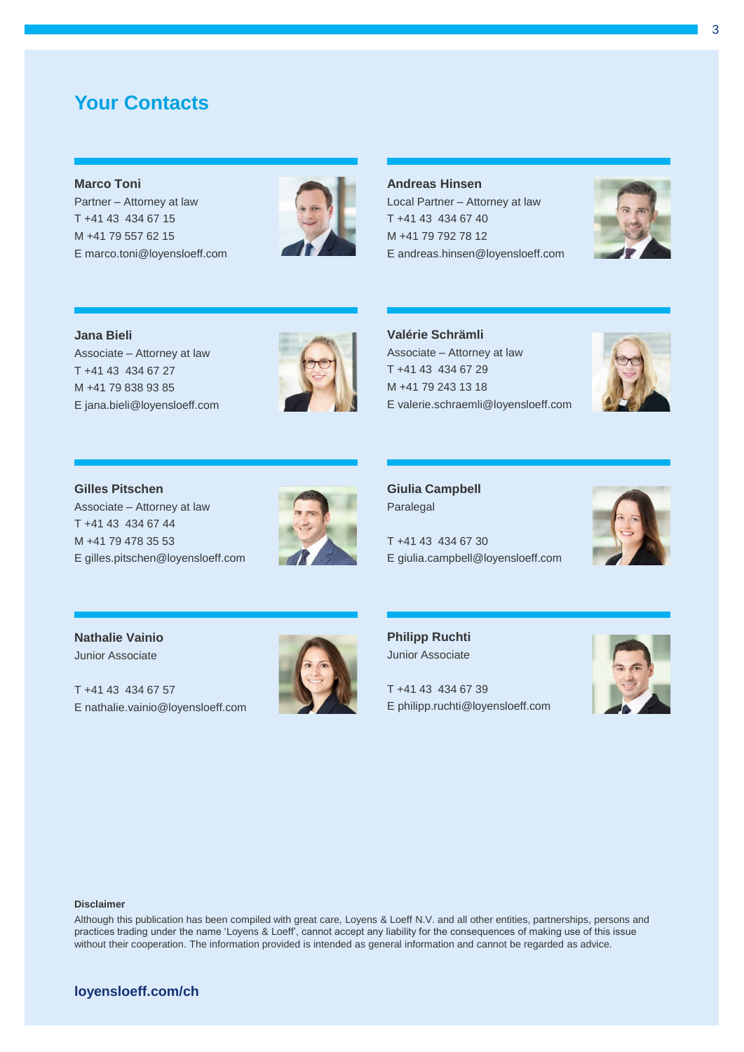## Your Contacts

**Marco Toni**
Partner – Attorney at law
T +41 43 434 67 15
M +41 79 557 62 15
E marco.toni@loyensloeff.com

**Andreas Hinsen**
Local Partner – Attorney at law
T +41 43 434 67 40
M +41 79 792 78 12
E andreas.hinsen@loyensloeff.com

**Jana Bieli**
Associate – Attorney at law
T +41 43 434 67 27
M +41 79 838 93 85
E jana.bieli@loyensloeff.com

**Valérie Schrämli**
Associate – Attorney at law
T +41 43 434 67 29
M +41 79 243 13 18
E valerie.schraemli@loyensloeff.com

**Gilles Pitschen**
Associate – Attorney at law
T +41 43 434 67 44
M +41 79 478 35 53
E gilles.pitschen@loyensloeff.com

**Giulia Campbell**
Paralegal

T +41 43 434 67 30
E giulia.campbell@loyensloeff.com

**Nathalie Vainio**
Junior Associate

T +41 43 434 67 57
E nathalie.vainio@loyensloeff.com

**Philipp Ruchti**
Junior Associate

T +41 43 434 67 39
E philipp.ruchti@loyensloeff.com

**Disclaimer**

Although this publication has been compiled with great care, Loyens & Loeff N.V. and all other entities, partnerships, persons and practices trading under the name 'Loyens & Loeff', cannot accept any liability for the consequences of making use of this issue without their cooperation. The information provided is intended as general information and cannot be regarded as advice.

**loyensloeff.com/ch**